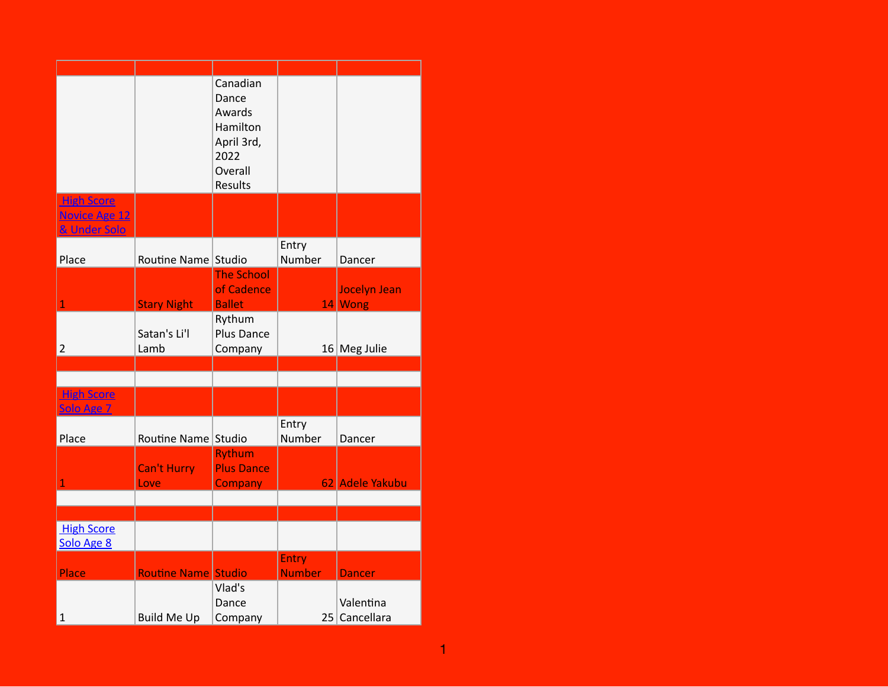Canadian Dance Awards Hamilton April 3rd, 2022 Overall Results

**High Score Novice Age 12 & Under Solo**

| Place | Routine Name | Studio | Entry Number | Dancer |
|---|---|---|---|---|
| 1 | Stary Night | The School of Cadence Ballet | 14 | Jocelyn Jean Wong |
| 2 | Satan's Li'l Lamb | Rythum Plus Dance Company | 16 | Meg Julie |

**High Score Solo Age 7**

| Place | Routine Name | Studio | Entry Number | Dancer |
|---|---|---|---|---|
| 1 | Can't Hurry Love | Rythum Plus Dance Company | 62 | Adele Yakubu |

**High Score Solo Age 8**

| Place | Routine Name | Studio | Entry Number | Dancer |
|---|---|---|---|---|
| 1 | Build Me Up | Vlad's Dance Company | 25 | Valentina Cancellara |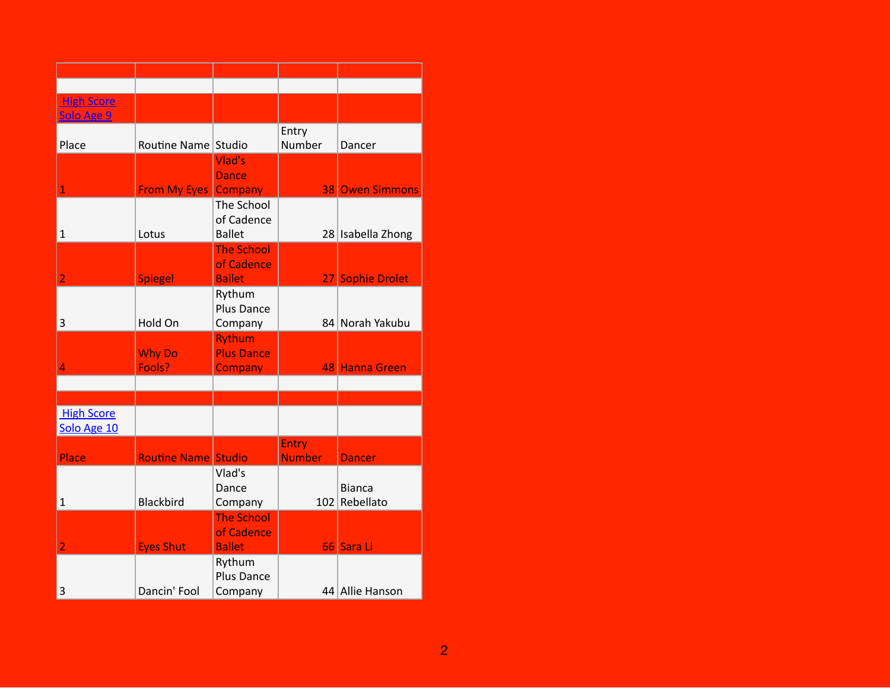## High Score Solo Age 9

| Place | Routine Name | Studio | Entry Number | Dancer |
|---|---|---|---|---|
| 1 | From My Eyes | Vlad's Dance Company | 38 | Owen Simmons |
| 1 | Lotus | The School of Cadence Ballet | 28 | Isabella Zhong |
| 2 | Spiegel | The School of Cadence Ballet | 27 | Sophie Drolet |
| 3 | Hold On | Rythum Plus Dance Company | 84 | Norah Yakubu |
| 4 | Why Do Fools? | Rythum Plus Dance Company | 48 | Hanna Green |

## High Score Solo Age 10

| Place | Routine Name | Studio | Entry Number | Dancer |
|---|---|---|---|---|
| 1 | Blackbird | Vlad's Dance Company | 102 | Bianca Rebellato |
| 2 | Eyes Shut | The School of Cadence Ballet | 66 | Sara Li |
| 3 | Dancin' Fool | Rythum Plus Dance Company | 44 | Allie Hanson |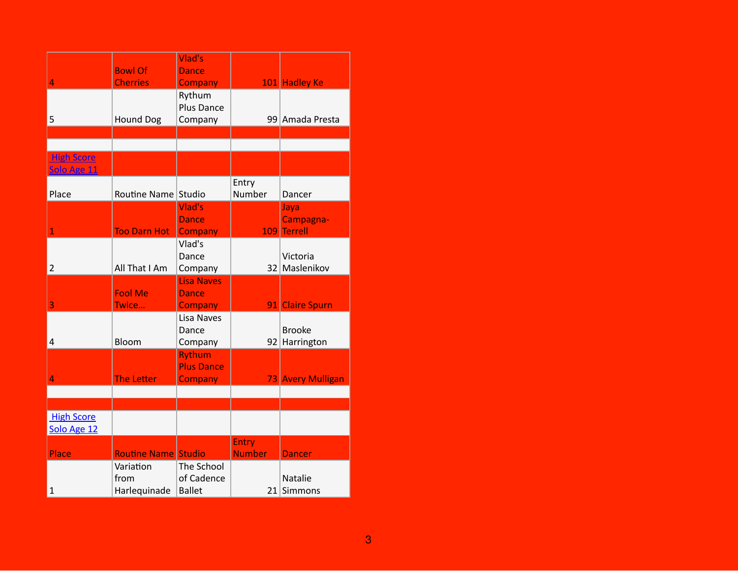| | | | | |
|---|---|---|---|---|
| 4 | Bowl Of Cherries | Vlad's Dance Company | 101 | Hadley Ke |
| 5 | Hound Dog | Rythum Plus Dance Company | 99 | Amada Presta |

## High Score Solo Age 11

| Place | Routine Name | Studio | Entry Number | Dancer |
|---|---|---|---|---|
| 1 | Too Darn Hot | Vlad's Dance Company | 109 | Jaya Campagna-Terrell |
| 2 | All That I Am | Vlad's Dance Company | 32 | Victoria Maslenikov |
| 3 | Fool Me Twice… | Lisa Naves Dance Company | 91 | Claire Spurn |
| 4 | Bloom | Lisa Naves Dance Company | 92 | Brooke Harrington |
| 4 | The Letter | Rythum Plus Dance Company | 73 | Avery Mulligan |

## High Score Solo Age 12

| Place | Routine Name | Studio | Entry Number | Dancer |
|---|---|---|---|---|
| 1 | Variation from Harlequinade | The School of Cadence Ballet | 21 | Natalie Simmons |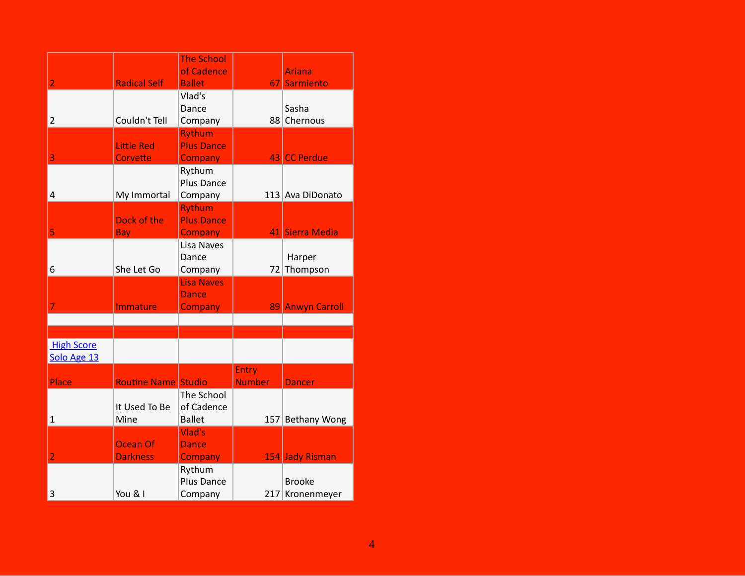| | | | | |
|---|---|---|---|---|
| 2 | Radical Self | The School of Cadence Ballet | 67 | Ariana Sarmiento |
| 2 | Couldn't Tell | Vlad's Dance Company | 88 | Sasha Chernous |
| 3 | Little Red Corvette | Rythum Plus Dance Company | 43 | CC Perdue |
| 4 | My Immortal | Rythum Plus Dance Company | 113 | Ava DiDonato |
| 5 | Dock of the Bay | Rythum Plus Dance Company | 41 | Sierra Media |
| 6 | She Let Go | Lisa Naves Dance Company | 72 | Harper Thompson |
| 7 | Immature | Lisa Naves Dance Company | 89 | Anwyn Carroll |

High Score Solo Age 13

| Place | Routine Name | Studio | Entry Number | Dancer |
|---|---|---|---|---|
| 1 | It Used To Be Mine | The School of Cadence Ballet | 157 | Bethany Wong |
| 2 | Ocean Of Darkness | Vlad's Dance Company | 154 | Jady Risman |
| 3 | You & I | Rythum Plus Dance Company | 217 | Brooke Kronenmeyer |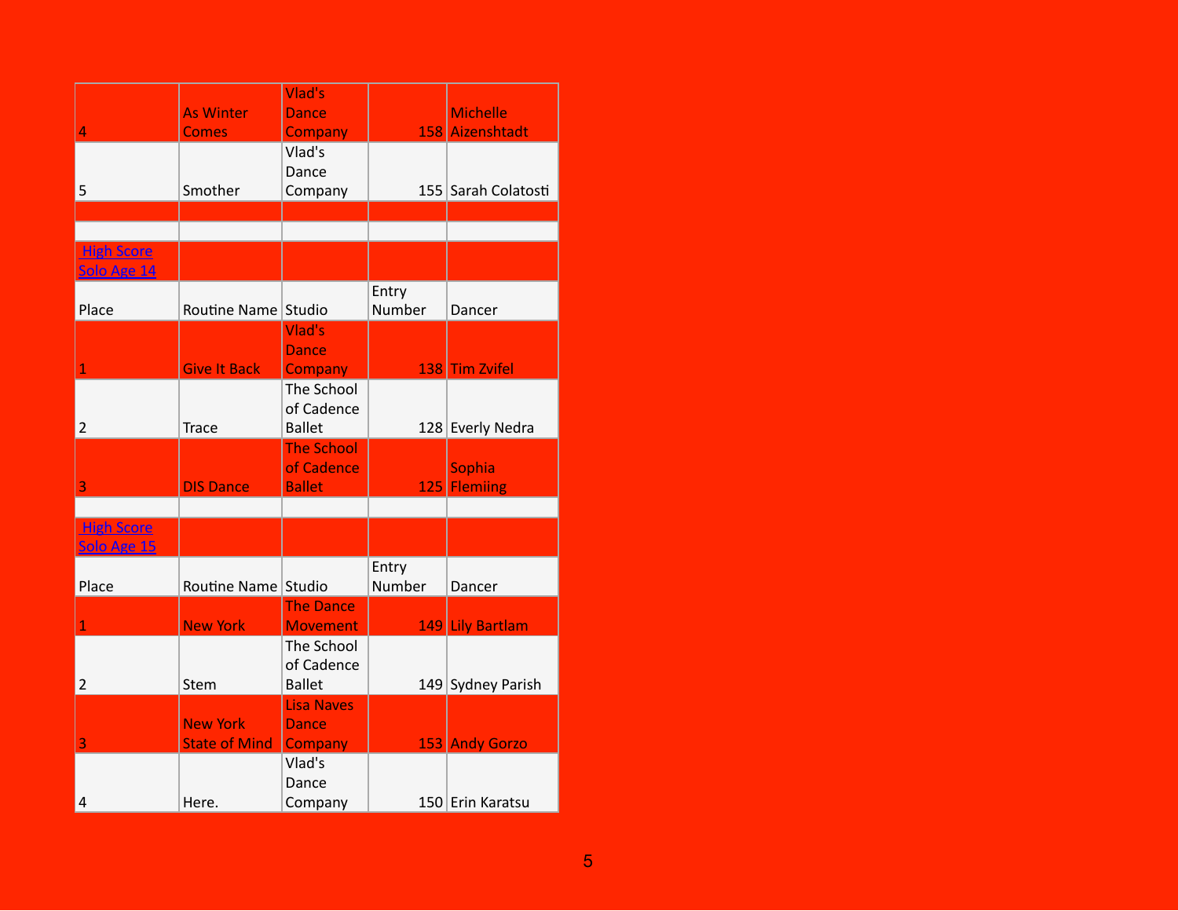| | | | | |
|---|---|---|---|---|
| 4 | As Winter Comes | Vlad's Dance Company | 158 | Michelle Aizenshtadt |
| 5 | Smother | Vlad's Dance Company | 155 | Sarah Colatosti |

| High Score Solo Age 14 | | | | |
|---|---|---|---|---|
| Place | Routine Name | Studio | Entry Number | Dancer |
| 1 | Give It Back | Vlad's Dance Company | 138 | Tim Zvifel |
| 2 | Trace | The School of Cadence Ballet | 128 | Everly Nedra |
| 3 | DIS Dance | The School of Cadence Ballet | 125 | Sophia Flemiing |

| High Score Solo Age 15 | | | | |
|---|---|---|---|---|
| Place | Routine Name | Studio | Entry Number | Dancer |
| 1 | New York | The Dance Movement | 149 | Lily Bartlam |
| 2 | Stem | The School of Cadence Ballet | 149 | Sydney Parish |
| 3 | New York State of Mind | Lisa Naves Dance Company | 153 | Andy Gorzo |
| 4 | Here. | Vlad's Dance Company | 150 | Erin Karatsu |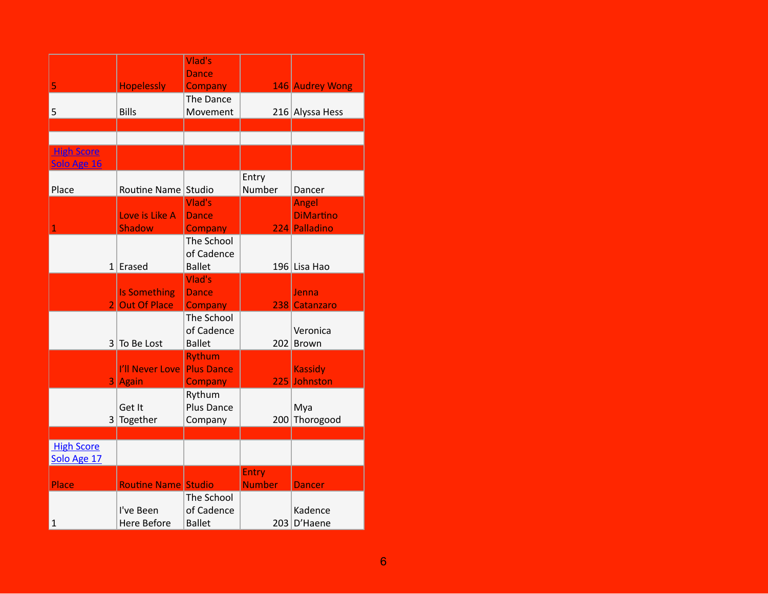| | | | | |
|---|---|---|---|---|
| 5 | Hopelessly | Vlad's Dance Company | 146 | Audrey Wong |
| 5 | Bills | The Dance Movement | 216 | Alyssa Hess |

## High Score Solo Age 16

| Place | Routine Name | Studio | Entry Number | Dancer |
|---|---|---|---|---|
| 1 | Love is Like A Shadow | Vlad's Dance Company | 224 | Angel DiMartino Palladino |
| 1 | Erased | The School of Cadence Ballet | 196 | Lisa Hao |
| 2 | Is Something Out Of Place | Vlad's Dance Company | 238 | Jenna Catanzaro |
| 3 | To Be Lost | The School of Cadence Ballet | 202 | Veronica Brown |
| 3 | I'll Never Love Again | Rythum Plus Dance Company | 225 | Kassidy Johnston |
| 3 | Get It Together | Rythum Plus Dance Company | 200 | Mya Thorogood |

## High Score Solo Age 17

| Place | Routine Name | Studio | Entry Number | Dancer |
|---|---|---|---|---|
| 1 | I've Been Here Before | The School of Cadence Ballet | 203 | Kadence D'Haene |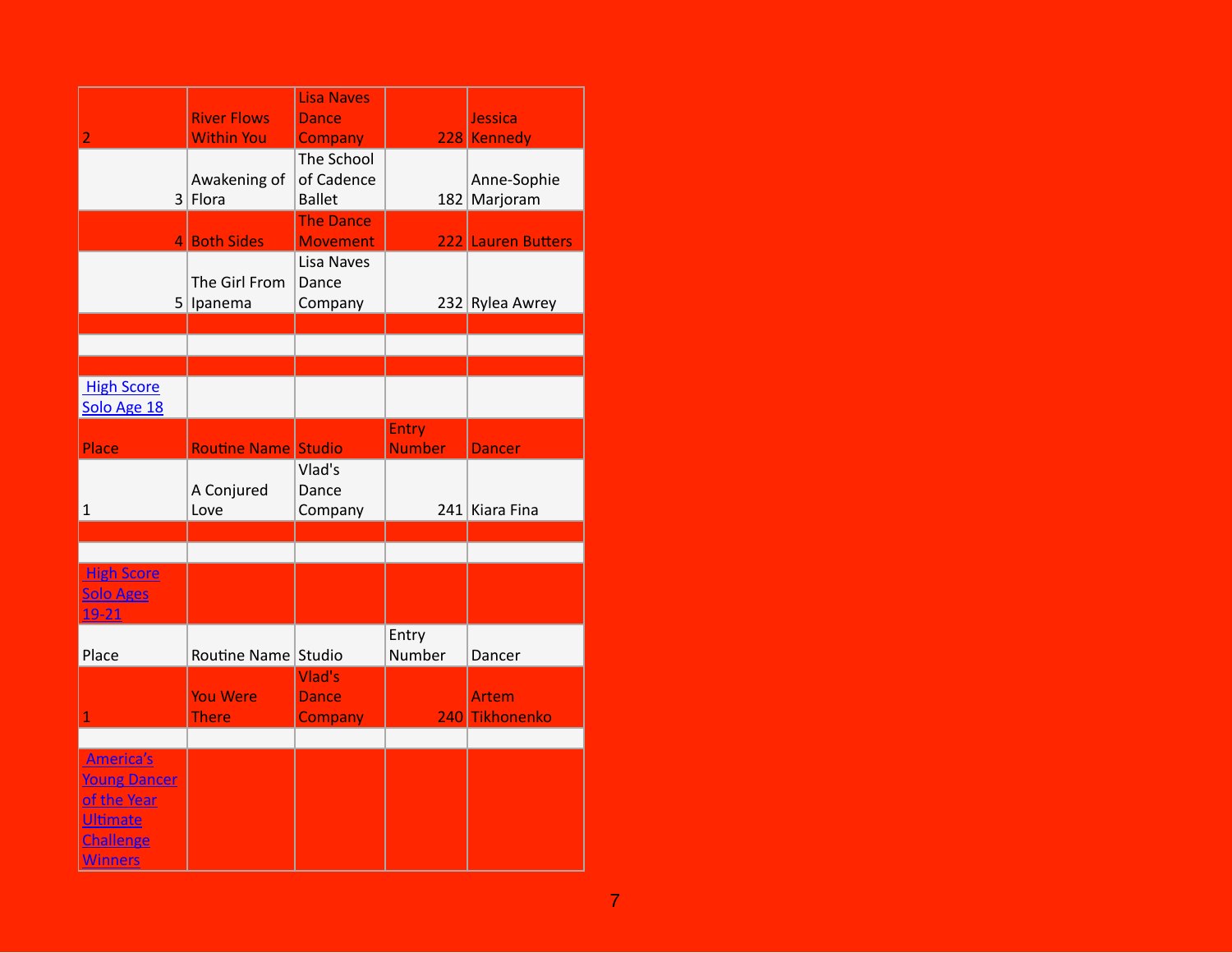| 2 | River Flows Within You | Lisa Naves Dance Company | 228 | Jessica Kennedy |
|---|---|---|---|---|
| 3 | Awakening of Flora | The School of Cadence Ballet | 182 | Anne-Sophie Marjoram |
| 4 | Both Sides | The Dance Movement | 222 | Lauren Butters |
| 5 | The Girl From Ipanema | Lisa Naves Dance Company | 232 | Rylea Awrey |

## High Score Solo Age 18

| Place | Routine Name | Studio | Entry Number | Dancer |
|---|---|---|---|---|
| 1 | A Conjured Love | Vlad's Dance Company | 241 | Kiara Fina |

## High Score Solo Ages 19-21

| Place | Routine Name | Studio | Entry Number | Dancer |
|---|---|---|---|---|
| 1 | You Were There | Vlad's Dance Company | 240 | Artem Tikhonenko |

## America's Young Dancer of the Year Ultimate Challenge Winners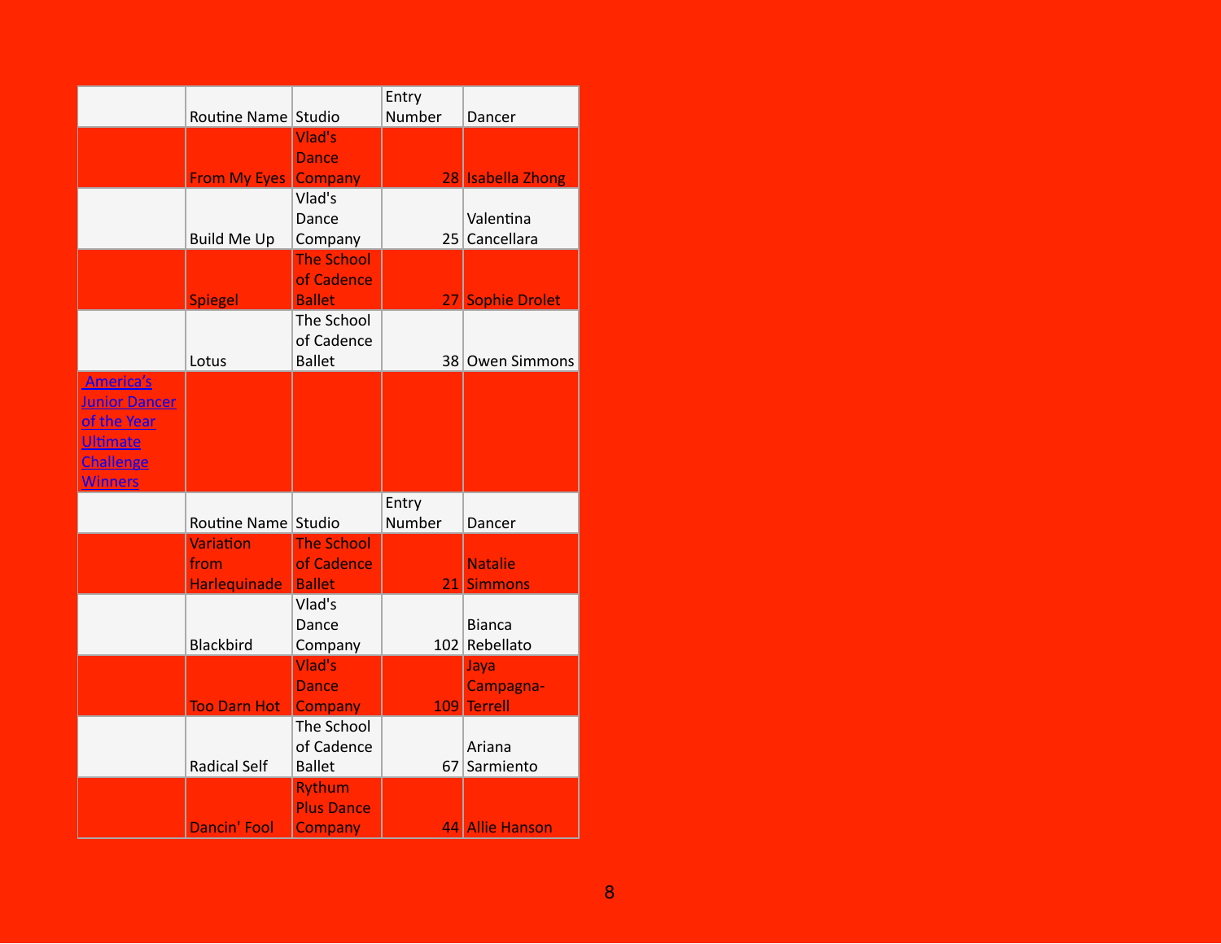| | Routine Name | Studio | Entry Number | Dancer |
|---|---|---|---|---|
| | From My Eyes | Vlad's Dance Company | 28 | Isabella Zhong |
| | Build Me Up | Vlad's Dance Company | 25 | Valentina Cancellara |
| | Spiegel | The School of Cadence Ballet | 27 | Sophie Drolet |
| | Lotus | The School of Cadence Ballet | 38 | Owen Simmons |

| America's Junior Dancer of the Year Ultimate Challenge Winners | | | | |
|---|---|---|---|---|
| | Routine Name | Studio | Entry Number | Dancer |
| | Variation from Harlequinade | The School of Cadence Ballet | 21 | Natalie Simmons |
| | Blackbird | Vlad's Dance Company | 102 | Bianca Rebellato |
| | Too Darn Hot | Vlad's Dance Company | 109 | Jaya Campagna-Terrell |
| | Radical Self | The School of Cadence Ballet | 67 | Ariana Sarmiento |
| | Dancin' Fool | Rythum Plus Dance Company | 44 | Allie Hanson |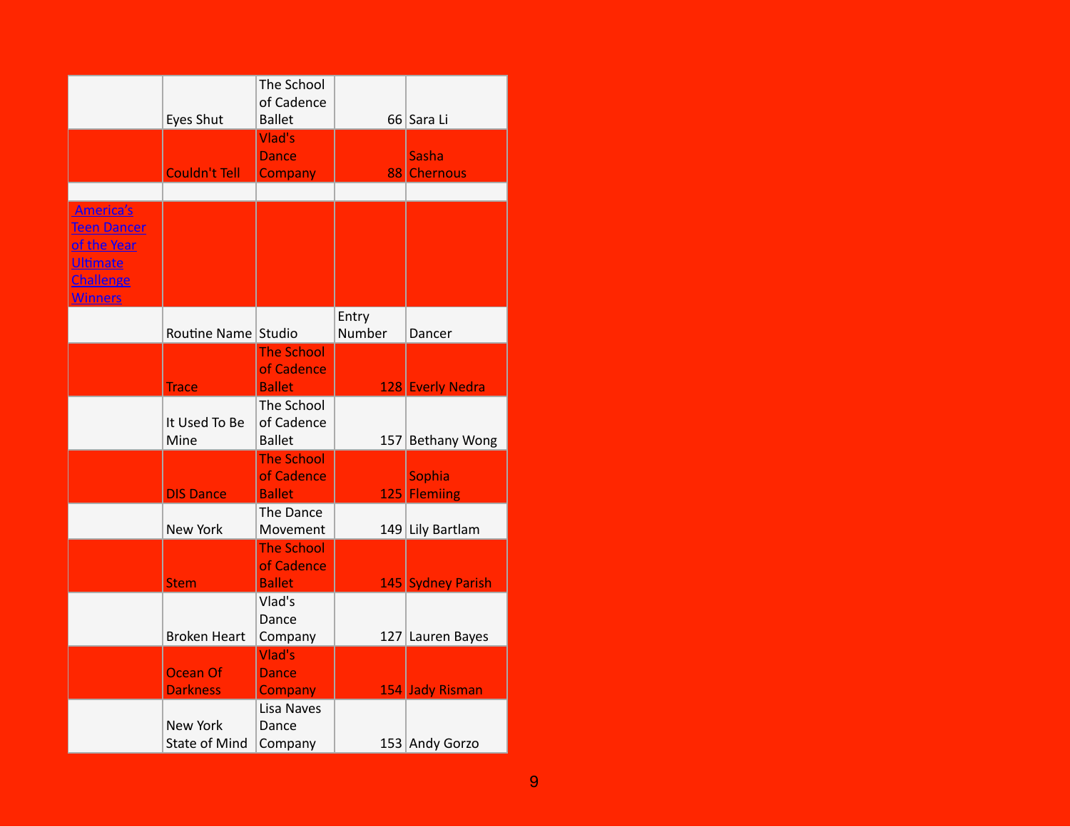| | Eyes Shut | The School of Cadence Ballet | 66 | Sara Li |
|---|---|---|---|---|
| | Couldn't Tell | Vlad's Dance Company | 88 | Sasha Chernous |
| | | | | |

| [America's Teen Dancer of the Year Ultimate Challenge Winners]() | | | | |
|---|---|---|---|---|
| | Routine Name | Studio | Entry Number | Dancer |
| | Trace | The School of Cadence Ballet | 128 | Everly Nedra |
| | It Used To Be Mine | The School of Cadence Ballet | 157 | Bethany Wong |
| | DIS Dance | The School of Cadence Ballet | 125 | Sophia Flemiing |
| | New York | The Dance Movement | 149 | Lily Bartlam |
| | Stem | The School of Cadence Ballet | 145 | Sydney Parish |
| | Broken Heart | Vlad's Dance Company | 127 | Lauren Bayes |
| | Ocean Of Darkness | Vlad's Dance Company | 154 | Jady Risman |
| | New York State of Mind | Lisa Naves Dance Company | 153 | Andy Gorzo |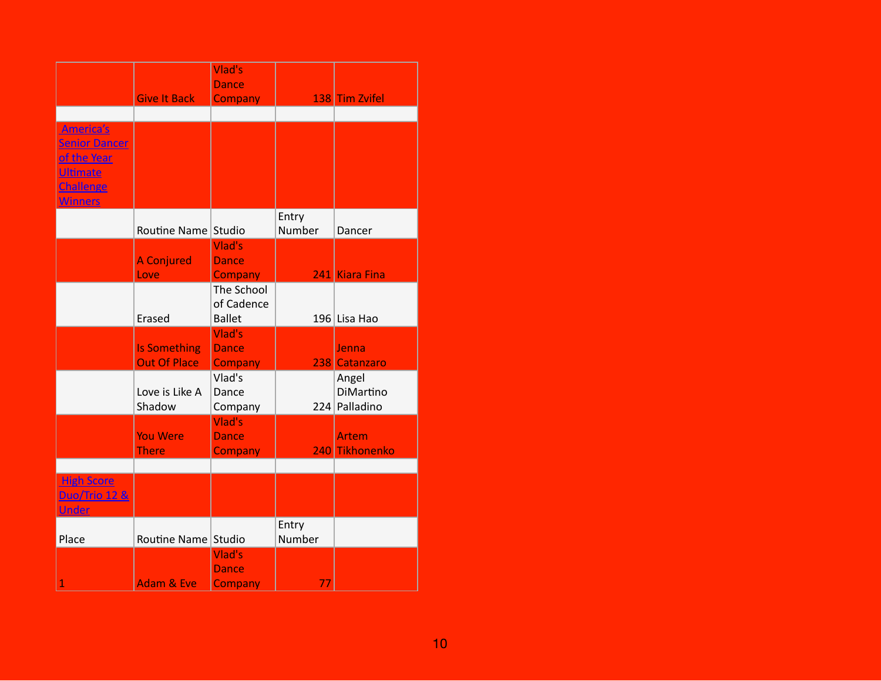| | Give It Back | Vlad's Dance Company | 138 | Tim Zvifel |
|---|---|---|---|---|
| | | | | |
| America's Senior Dancer of the Year Ultimate Challenge Winners | | | | |
| | Routine Name | Studio | Entry Number | Dancer |
| | A Conjured Love | Vlad's Dance Company | 241 | Kiara Fina |
| | Erased | The School of Cadence Ballet | 196 | Lisa Hao |
| | Is Something Out Of Place | Vlad's Dance Company | 238 | Jenna Catanzaro |
| | Love is Like A Shadow | Vlad's Dance Company | 224 | Angel DiMartino Palladino |
| | You Were There | Vlad's Dance Company | 240 | Artem Tikhonenko |
| | | | | |
| High Score Duo/Trio 12 & Under | | | | |
| Place | Routine Name | Studio | Entry Number | |
| 1 | Adam & Eve | Vlad's Dance Company | 77 | |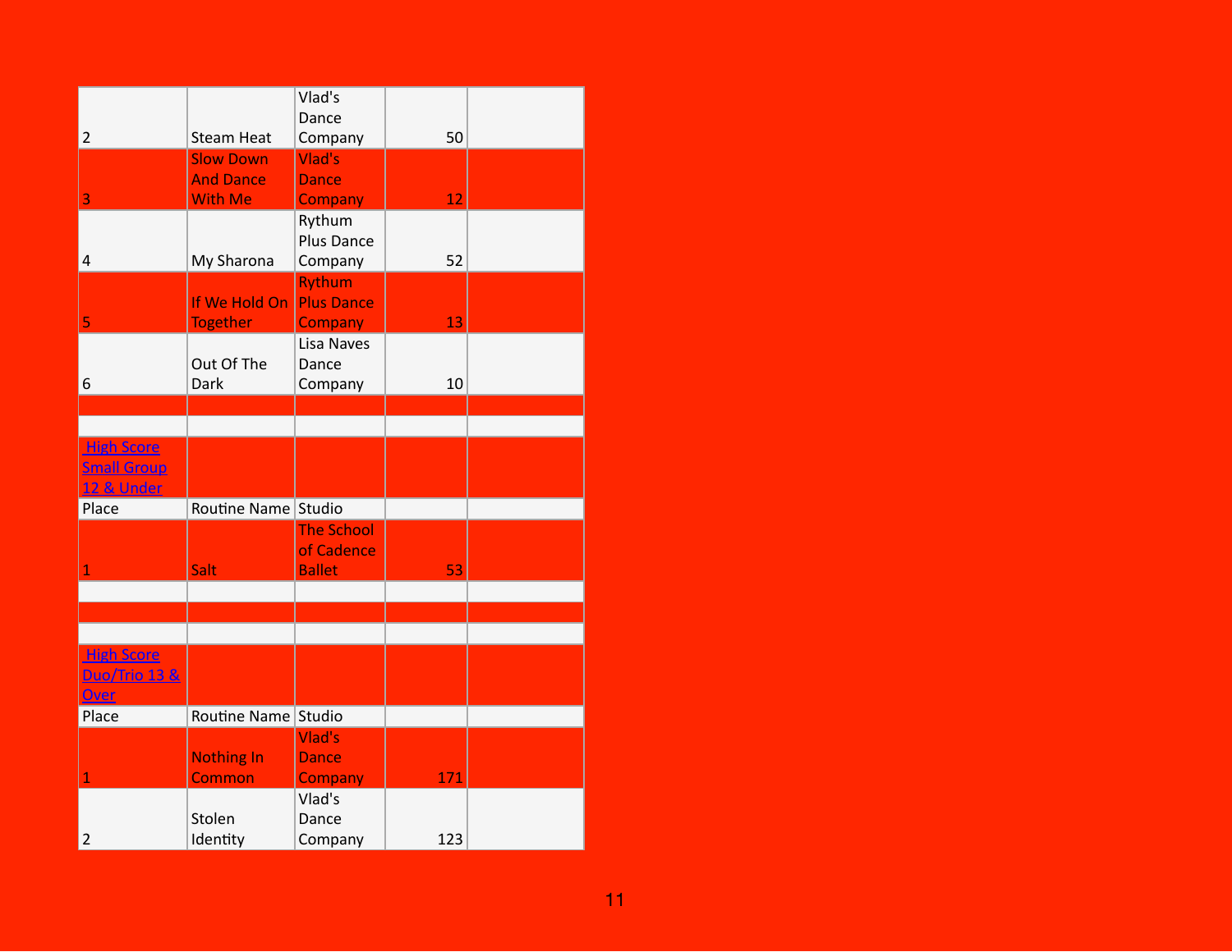| | | | | |
|---|---|---|---|---|
| 2 | Steam Heat | Vlad's Dance Company | 50 | |
| 3 | Slow Down And Dance With Me | Vlad's Dance Company | 12 | |
| 4 | My Sharona | Rythum Plus Dance Company | 52 | |
| 5 | If We Hold On Together | Rythum Plus Dance Company | 13 | |
| 6 | Out Of The Dark | Lisa Naves Dance Company | 10 | |
| | | | | |
| | | | | |
| High Score Small Group 12 & Under | | | | |
| Place | Routine Name | Studio | | |
| 1 | Salt | The School of Cadence Ballet | 53 | |
| | | | | |
| | | | | |
| | | | | |
| High Score Duo/Trio 13 & Over | | | | |
| Place | Routine Name | Studio | | |
| 1 | Nothing In Common | Vlad's Dance Company | 171 | |
| 2 | Stolen Identity | Vlad's Dance Company | 123 | |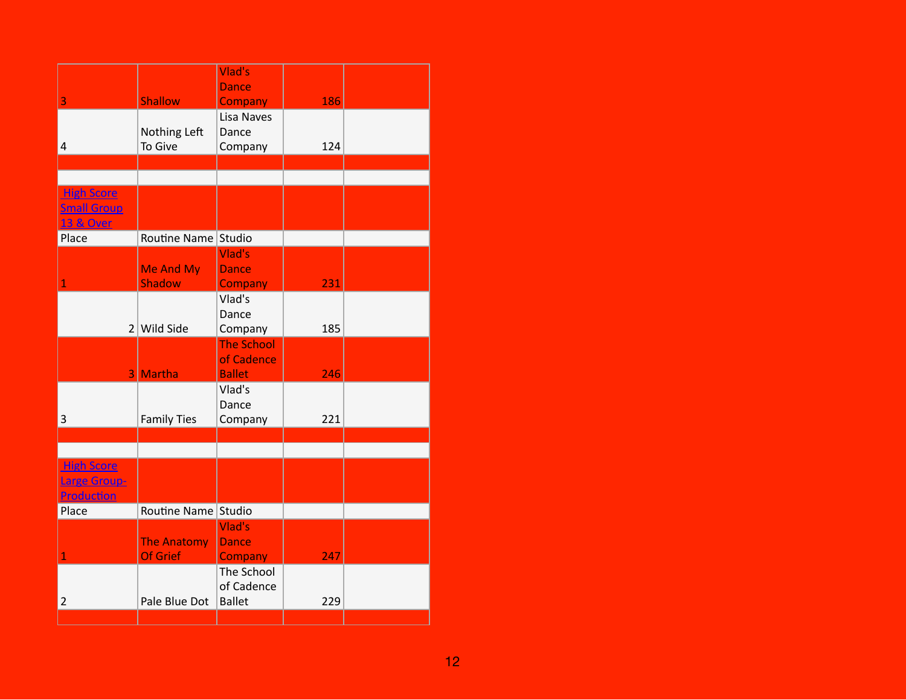| | | | | |
|---|---|---|---|---|
| 3 | Shallow | Vlad's Dance Company | 186 | |
| 4 | Nothing Left To Give | Lisa Naves Dance Company | 124 | |
| | | | | |
| | | | | |
| High Score Small Group 13 & Over | | | | |
| Place | Routine Name | Studio | | |
| 1 | Me And My Shadow | Vlad's Dance Company | 231 | |
| 2 | Wild Side | Vlad's Dance Company | 185 | |
| 3 | Martha | The School of Cadence Ballet | 246 | |
| 3 | Family Ties | Vlad's Dance Company | 221 | |
| | | | | |
| | | | | |
| High Score Large Group-Production | | | | |
| Place | Routine Name | Studio | | |
| 1 | The Anatomy Of Grief | Vlad's Dance Company | 247 | |
| 2 | Pale Blue Dot | The School of Cadence Ballet | 229 | |
| | | | | |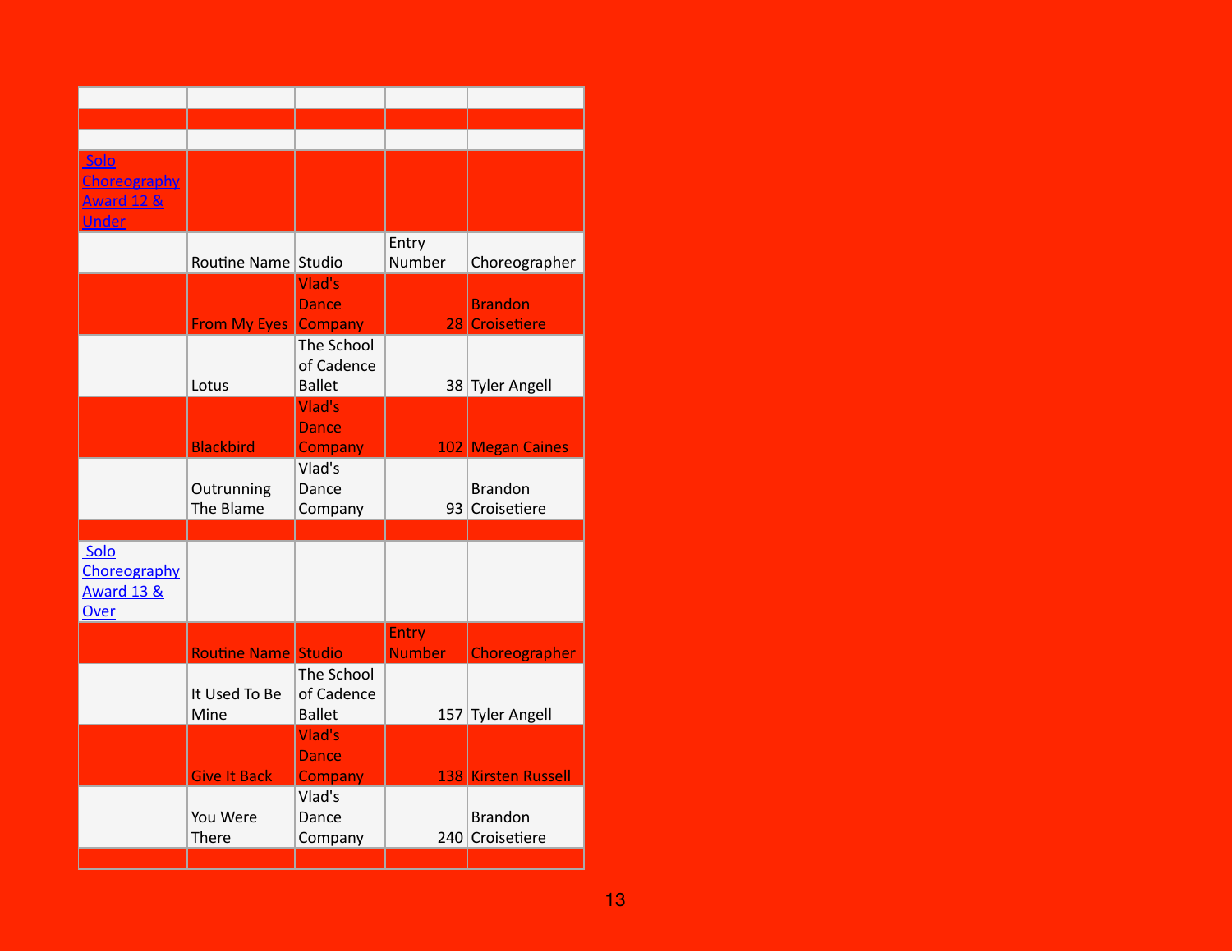| | | | | |
|---|---|---|---|---|
| | | | | |
| | | | | |
| Solo Choreography Award 12 & Under | | | | |
| | Routine Name | Studio | Entry Number | Choreographer |
| | From My Eyes | Vlad's Dance Company | 28 | Brandon Croisetiere |
| | Lotus | The School of Cadence Ballet | 38 | Tyler Angell |
| | Blackbird | Vlad's Dance Company | 102 | Megan Caines |
| | Outrunning The Blame | Vlad's Dance Company | 93 | Brandon Croisetiere |
| | | | | |
| Solo Choreography Award 13 & Over | | | | |
| | Routine Name | Studio | Entry Number | Choreographer |
| | It Used To Be Mine | The School of Cadence Ballet | 157 | Tyler Angell |
| | Give It Back | Vlad's Dance Company | 138 | Kirsten Russell |
| | You Were There | Vlad's Dance Company | 240 | Brandon Croisetiere |
| | | | | |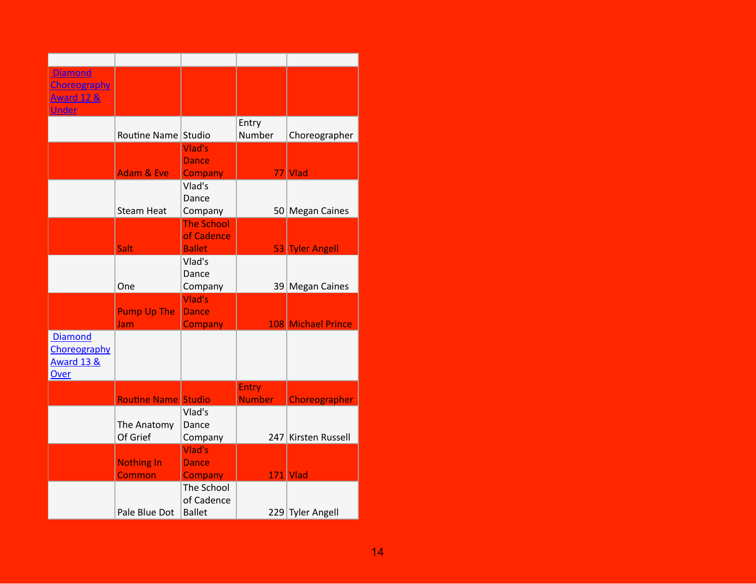| | | | | |
|---|---|---|---|---|
| Diamond Choreography Award 12 & Under | | | | |
| | Routine Name | Studio | Entry Number | Choreographer |
| | Adam & Eve | Vlad's Dance Company | 77 | Vlad |
| | Steam Heat | Vlad's Dance Company | 50 | Megan Caines |
| | Salt | The School of Cadence Ballet | 53 | Tyler Angell |
| | One | Vlad's Dance Company | 39 | Megan Caines |
| | Pump Up The Jam | Vlad's Dance Company | 108 | Michael Prince |
| Diamond Choreography Award 13 & Over | | | | |
| | Routine Name | Studio | Entry Number | Choreographer |
| | The Anatomy Of Grief | Vlad's Dance Company | 247 | Kirsten Russell |
| | Nothing In Common | Vlad's Dance Company | 171 | Vlad |
| | Pale Blue Dot | The School of Cadence Ballet | 229 | Tyler Angell |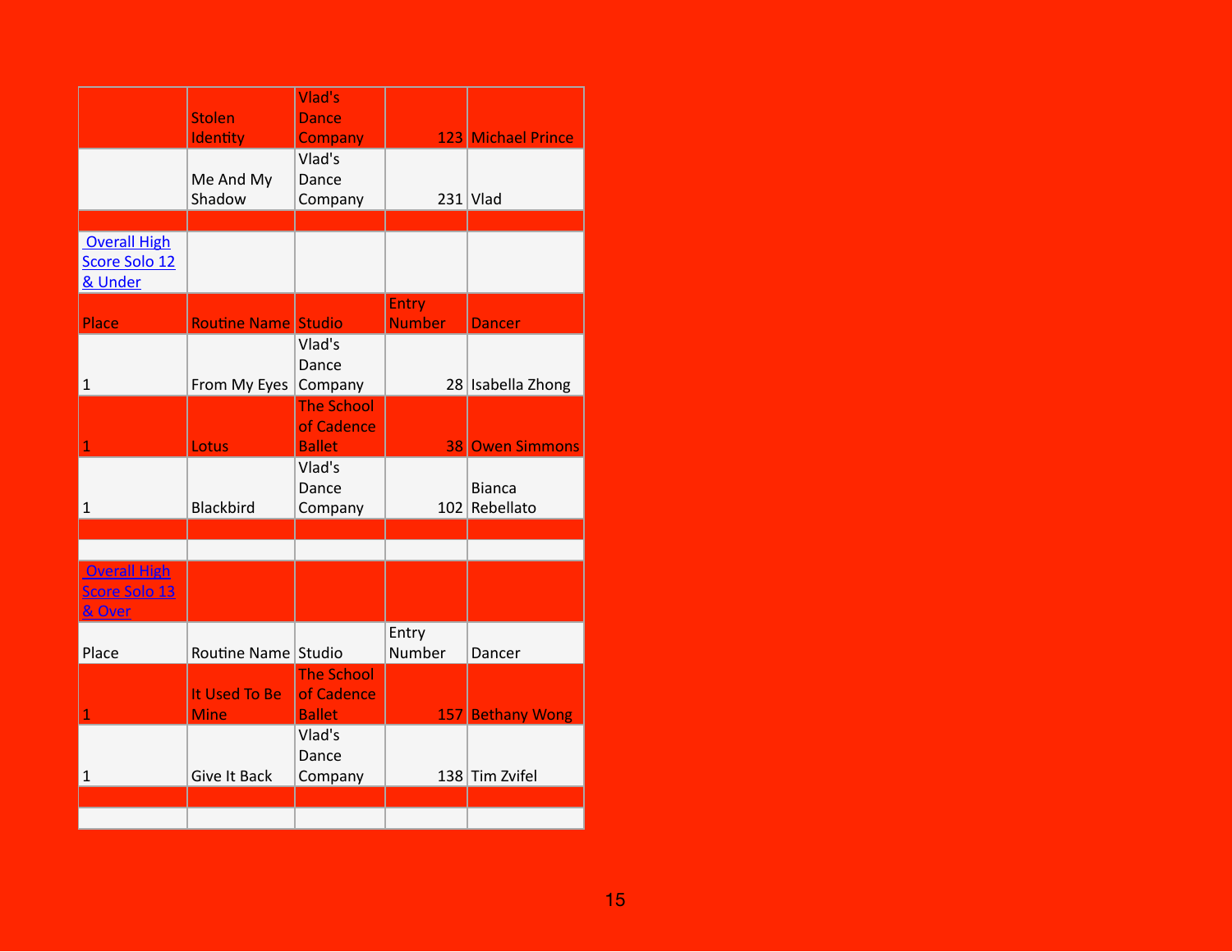| | | | | |
|---|---|---|---|---|
| | Stolen Identity | Vlad's Dance Company | 123 | Michael Prince |
| | Me And My Shadow | Vlad's Dance Company | 231 | Vlad |

**Overall High Score Solo 12 & Under**

| Place | Routine Name | Studio | Entry Number | Dancer |
|---|---|---|---|---|
| 1 | From My Eyes | Vlad's Dance Company | 28 | Isabella Zhong |
| 1 | Lotus | The School of Cadence Ballet | 38 | Owen Simmons |
| 1 | Blackbird | Vlad's Dance Company | 102 | Bianca Rebellato |

**Overall High Score Solo 13 & Over**

| Place | Routine Name | Studio | Entry Number | Dancer |
|---|---|---|---|---|
| 1 | It Used To Be Mine | The School of Cadence Ballet | 157 | Bethany Wong |
| 1 | Give It Back | Vlad's Dance Company | 138 | Tim Zvifel |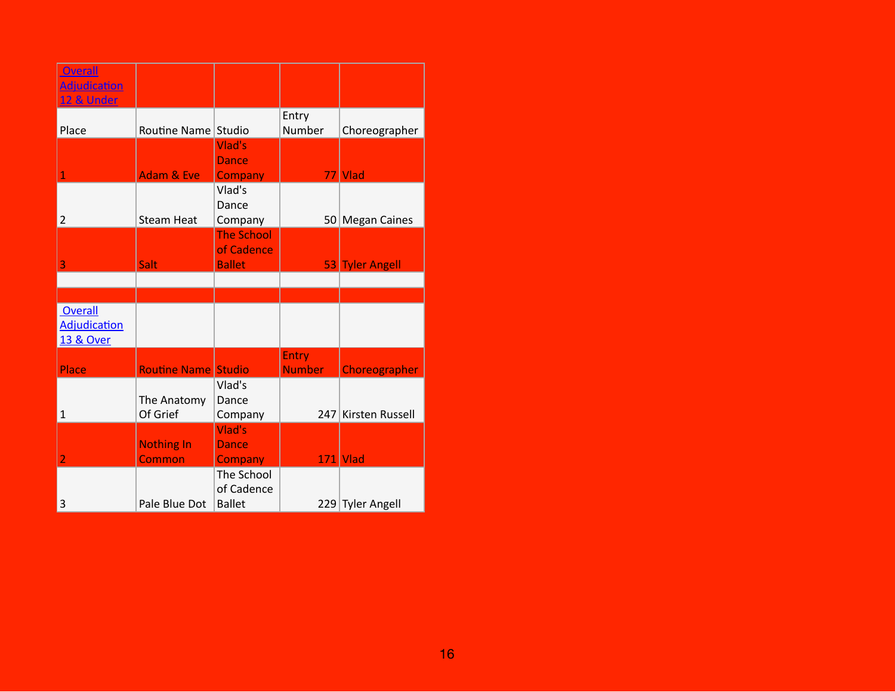| Overall Adjudication 12 & Under | | | | |
|---|---|---|---|---|
| Place | Routine Name | Studio | Entry Number | Choreographer |
| 1 | Adam & Eve | Vlad's Dance Company | 77 | Vlad |
| 2 | Steam Heat | Vlad's Dance Company | 50 | Megan Caines |
| 3 | Salt | The School of Cadence Ballet | 53 | Tyler Angell |
| | | | | |
| | | | | |
| Overall Adjudication 13 & Over | | | | |
| Place | Routine Name | Studio | Entry Number | Choreographer |
| 1 | The Anatomy Of Grief | Vlad's Dance Company | 247 | Kirsten Russell |
| 2 | Nothing In Common | Vlad's Dance Company | 171 | Vlad |
| 3 | Pale Blue Dot | The School of Cadence Ballet | 229 | Tyler Angell |